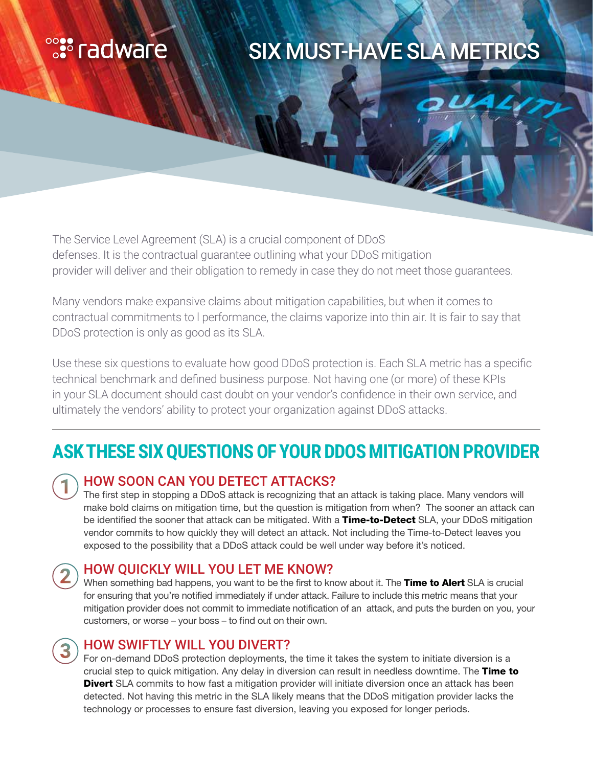radware

# SIX MUST-HAVE SLA METRICS

The Service Level Agreement (SLA) is a crucial component of DDoS defenses. It is the contractual guarantee outlining what your DDoS mitigation provider will deliver and their obligation to remedy in case they do not meet those guarantees.

Many vendors make expansive claims about mitigation capabilities, but when it comes to contractual commitments to l performance, the claims vaporize into thin air. It is fair to say that DDoS protection is only as good as its SLA.

Use these six questions to evaluate how good DDoS protection is. Each SLA metric has a specific technical benchmark and defined business purpose. Not having one (or more) of these KPIs in your SLA document should cast doubt on your vendor's confidence in their own service, and ultimately the vendors' ability to protect your organization against DDoS attacks.

---

## ASK THESE SIX QUESTIONS OF YOUR DDOS MITIGATION PROVIDER

### 1 HOW SOON CAN YOU DETECT ATTACKS?

The first step in stopping a DDoS attack is recognizing that an attack is taking place. Many vendors will make bold claims on mitigation time, but the question is mitigation from when? The sooner an attack can be identified the sooner that attack can be mitigated. With a **Time-to-Detect** SLA, your DDoS mitigation vendor commits to how quickly they will detect an attack. Not including the Time-to-Detect leaves you exposed to the possibility that a DDoS attack could be well under way before it's noticed.

### 2 HOW QUICKLY WILL YOU LET ME KNOW?

When something bad happens, you want to be the first to know about it. The **Time to Alert** SLA is crucial for ensuring that you're notified immediately if under attack. Failure to include this metric means that your mitigation provider does not commit to immediate notification of an attack, and puts the burden on you, your customers, or worse – your boss – to find out on their own.

### 3 HOW SWIFTLY WILL YOU DIVERT?

For on-demand DDoS protection deployments, the time it takes the system to initiate diversion is a crucial step to quick mitigation. Any delay in diversion can result in needless downtime. The **Time to Divert** SLA commits to how fast a mitigation provider will initiate diversion once an attack has been detected. Not having this metric in the SLA likely means that the DDoS mitigation provider lacks the technology or processes to ensure fast diversion, leaving you exposed for longer periods.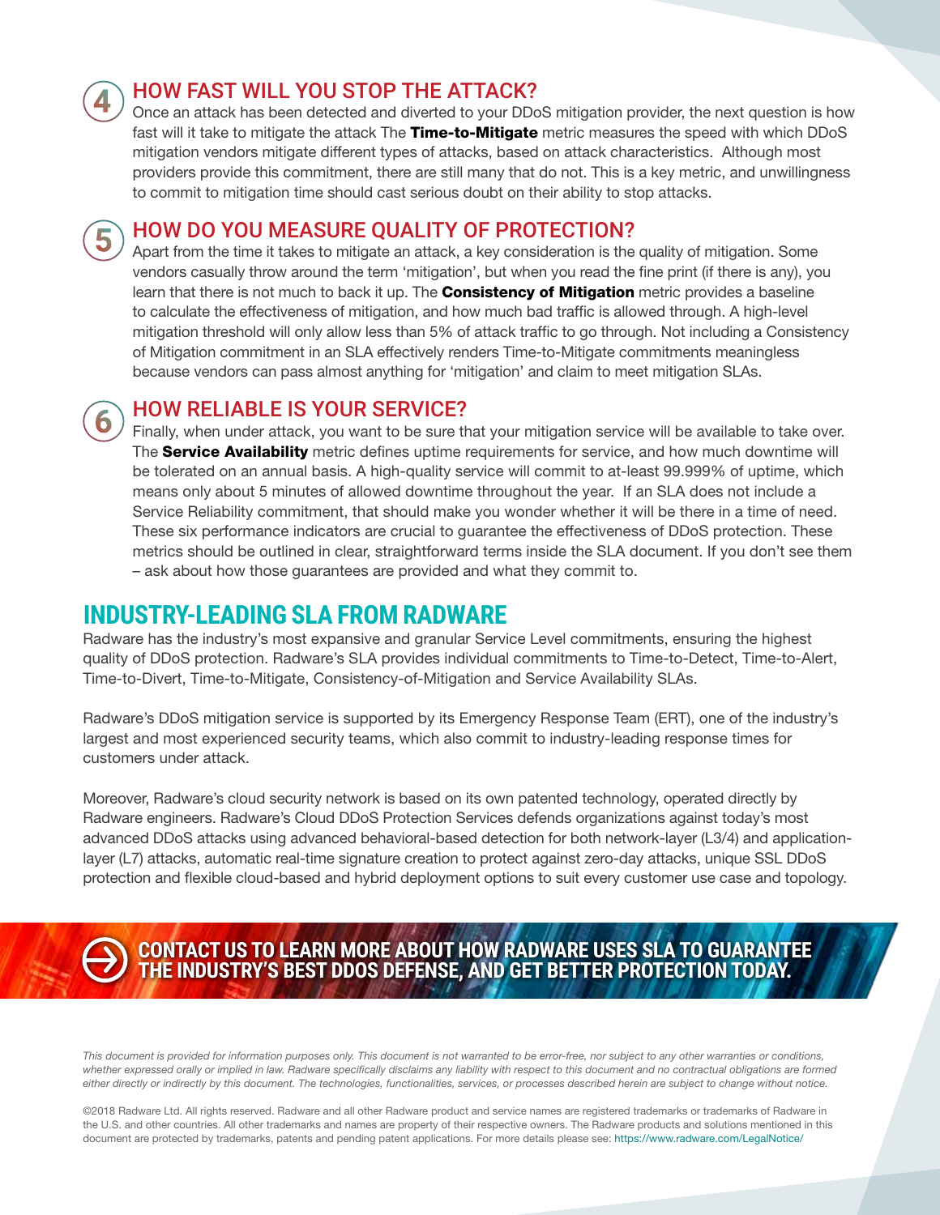## 4 HOW FAST WILL YOU STOP THE ATTACK?

Once an attack has been detected and diverted to your DDoS mitigation provider, the next question is how fast will it take to mitigate the attack The **Time-to-Mitigate** metric measures the speed with which DDoS mitigation vendors mitigate different types of attacks, based on attack characteristics. Although most providers provide this commitment, there are still many that do not. This is a key metric, and unwillingness to commit to mitigation time should cast serious doubt on their ability to stop attacks.

## 5 HOW DO YOU MEASURE QUALITY OF PROTECTION?

Apart from the time it takes to mitigate an attack, a key consideration is the quality of mitigation. Some vendors casually throw around the term 'mitigation', but when you read the fine print (if there is any), you learn that there is not much to back it up. The **Consistency of Mitigation** metric provides a baseline to calculate the effectiveness of mitigation, and how much bad traffic is allowed through. A high-level mitigation threshold will only allow less than 5% of attack traffic to go through. Not including a Consistency of Mitigation commitment in an SLA effectively renders Time-to-Mitigate commitments meaningless because vendors can pass almost anything for 'mitigation' and claim to meet mitigation SLAs.

## 6 HOW RELIABLE IS YOUR SERVICE?

Finally, when under attack, you want to be sure that your mitigation service will be available to take over. The **Service Availability** metric defines uptime requirements for service, and how much downtime will be tolerated on an annual basis. A high-quality service will commit to at-least 99.999% of uptime, which means only about 5 minutes of allowed downtime throughout the year. If an SLA does not include a Service Reliability commitment, that should make you wonder whether it will be there in a time of need. These six performance indicators are crucial to guarantee the effectiveness of DDoS protection. These metrics should be outlined in clear, straightforward terms inside the SLA document. If you don't see them – ask about how those guarantees are provided and what they commit to.

# INDUSTRY-LEADING SLA FROM RADWARE

Radware has the industry's most expansive and granular Service Level commitments, ensuring the highest quality of DDoS protection. Radware's SLA provides individual commitments to Time-to-Detect, Time-to-Alert, Time-to-Divert, Time-to-Mitigate, Consistency-of-Mitigation and Service Availability SLAs.

Radware's DDoS mitigation service is supported by its Emergency Response Team (ERT), one of the industry's largest and most experienced security teams, which also commit to industry-leading response times for customers under attack.

Moreover, Radware's cloud security network is based on its own patented technology, operated directly by Radware engineers. Radware's Cloud DDoS Protection Services defends organizations against today's most advanced DDoS attacks using advanced behavioral-based detection for both network-layer (L3/4) and application-layer (L7) attacks, automatic real-time signature creation to protect against zero-day attacks, unique SSL DDoS protection and flexible cloud-based and hybrid deployment options to suit every customer use case and topology.

**CONTACT US TO LEARN MORE ABOUT HOW RADWARE USES SLA TO GUARANTEE THE INDUSTRY'S BEST DDOS DEFENSE, AND GET BETTER PROTECTION TODAY.**

*This document is provided for information purposes only. This document is not warranted to be error-free, nor subject to any other warranties or conditions, whether expressed orally or implied in law. Radware specifically disclaims any liability with respect to this document and no contractual obligations are formed either directly or indirectly by this document. The technologies, functionalities, services, or processes described herein are subject to change without notice.*

©2018 Radware Ltd. All rights reserved. Radware and all other Radware product and service names are registered trademarks or trademarks of Radware in the U.S. and other countries. All other trademarks and names are property of their respective owners. The Radware products and solutions mentioned in this document are protected by trademarks, patents and pending patent applications. For more details please see: https://www.radware.com/LegalNotice/